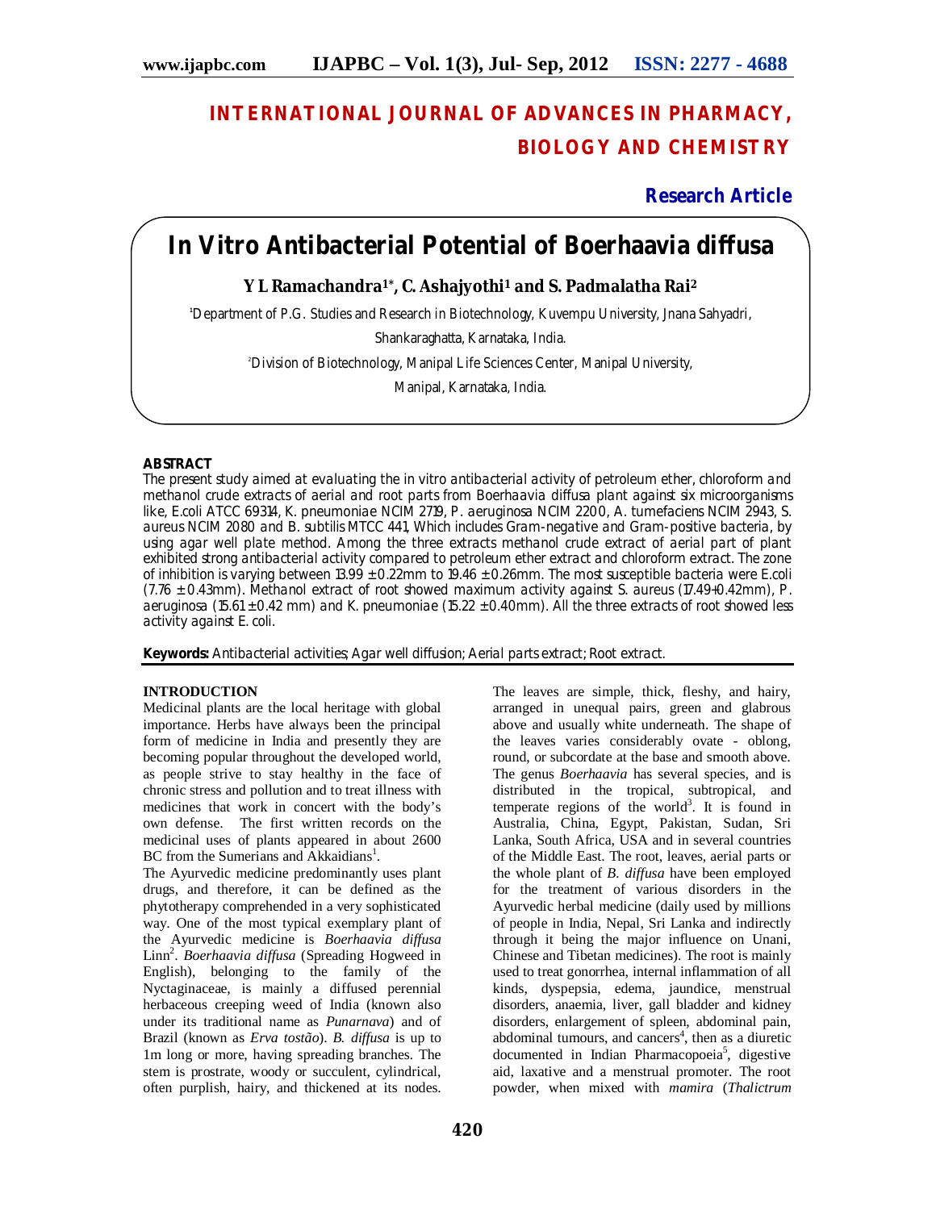# INTERNATIONAL JOURNAL OF ADVANCES IN PHARMACY, BIOLOGY AND CHEMISTRY

**Research Article**

# In Vitro Antibacterial Potential of Boerhaavia diffusa

**Y L Ramachandra[1*], C. Ashajyothi[1] and S. Padmalatha Rai[2]**

[1]Department of P.G. Studies and Research in Biotechnology, Kuvempu University, Jnana Sahyadri, Shankaraghatta, Karnataka, India.

[2]Division of Biotechnology, Manipal Life Sciences Center, Manipal University, Manipal, Karnataka, India.

## ABSTRACT

The present study aimed at evaluating the in vitro antibacterial activity of petroleum ether, chloroform and methanol crude extracts of aerial and root parts from Boerhaavia diffusa plant against six microorganisms like, E.coli ATCC 69314, K. pneumoniae NCIM 2719, P. aeruginosa NCIM 2200, A. tumefaciens NCIM 2943, S. aureus NCIM 2080 and B. subtilis MTCC 441, Which includes Gram-negative and Gram-positive bacteria, by using agar well plate method. Among the three extracts methanol crude extract of aerial part of plant exhibited strong antibacterial activity compared to petroleum ether extract and chloroform extract. The zone of inhibition is varying between 13.99 ± 0.22mm to 19.46 ± 0.26mm. The most susceptible bacteria were E.coli (7.76 ± 0.43mm). Methanol extract of root showed maximum activity against S. aureus (17.49+0.42mm), P. aeruginosa (15.61 ± 0.42 mm) and K. pneumoniae (15.22 ± 0.40mm). All the three extracts of root showed less activity against E. coli.

**Keywords:** Antibacterial activities; Agar well diffusion; Aerial parts extract; Root extract.

## INTRODUCTION

Medicinal plants are the local heritage with global importance. Herbs have always been the principal form of medicine in India and presently they are becoming popular throughout the developed world, as people strive to stay healthy in the face of chronic stress and pollution and to treat illness with medicines that work in concert with the body's own defense. The first written records on the medicinal uses of plants appeared in about 2600 BC from the Sumerians and Akkaidians[1].

The Ayurvedic medicine predominantly uses plant drugs, and therefore, it can be defined as the phytotherapy comprehended in a very sophisticated way. One of the most typical exemplary plant of the Ayurvedic medicine is *Boerhaavia diffusa* Linn[2]. *Boerhaavia diffusa* (Spreading Hogweed in English), belonging to the family of the Nyctaginaceae, is mainly a diffused perennial herbaceous creeping weed of India (known also under its traditional name as *Punarnava*) and of Brazil (known as *Erva tostão*). *B. diffusa* is up to 1m long or more, having spreading branches. The stem is prostrate, woody or succulent, cylindrical, often purplish, hairy, and thickened at its nodes. The leaves are simple, thick, fleshy, and hairy, arranged in unequal pairs, green and glabrous above and usually white underneath. The shape of the leaves varies considerably ovate - oblong, round, or subcordate at the base and smooth above. The genus *Boerhaavia* has several species, and is distributed in the tropical, subtropical, and temperate regions of the world[3]. It is found in Australia, China, Egypt, Pakistan, Sudan, Sri Lanka, South Africa, USA and in several countries of the Middle East. The root, leaves, aerial parts or the whole plant of *B. diffusa* have been employed for the treatment of various disorders in the Ayurvedic herbal medicine (daily used by millions of people in India, Nepal, Sri Lanka and indirectly through it being the major influence on Unani, Chinese and Tibetan medicines). The root is mainly used to treat gonorrhea, internal inflammation of all kinds, dyspepsia, edema, jaundice, menstrual disorders, anaemia, liver, gall bladder and kidney disorders, enlargement of spleen, abdominal pain, abdominal tumours, and cancers[4], then as a diuretic documented in Indian Pharmacopoeia[5], digestive aid, laxative and a menstrual promoter. The root powder, when mixed with *mamira* (*Thalictrum*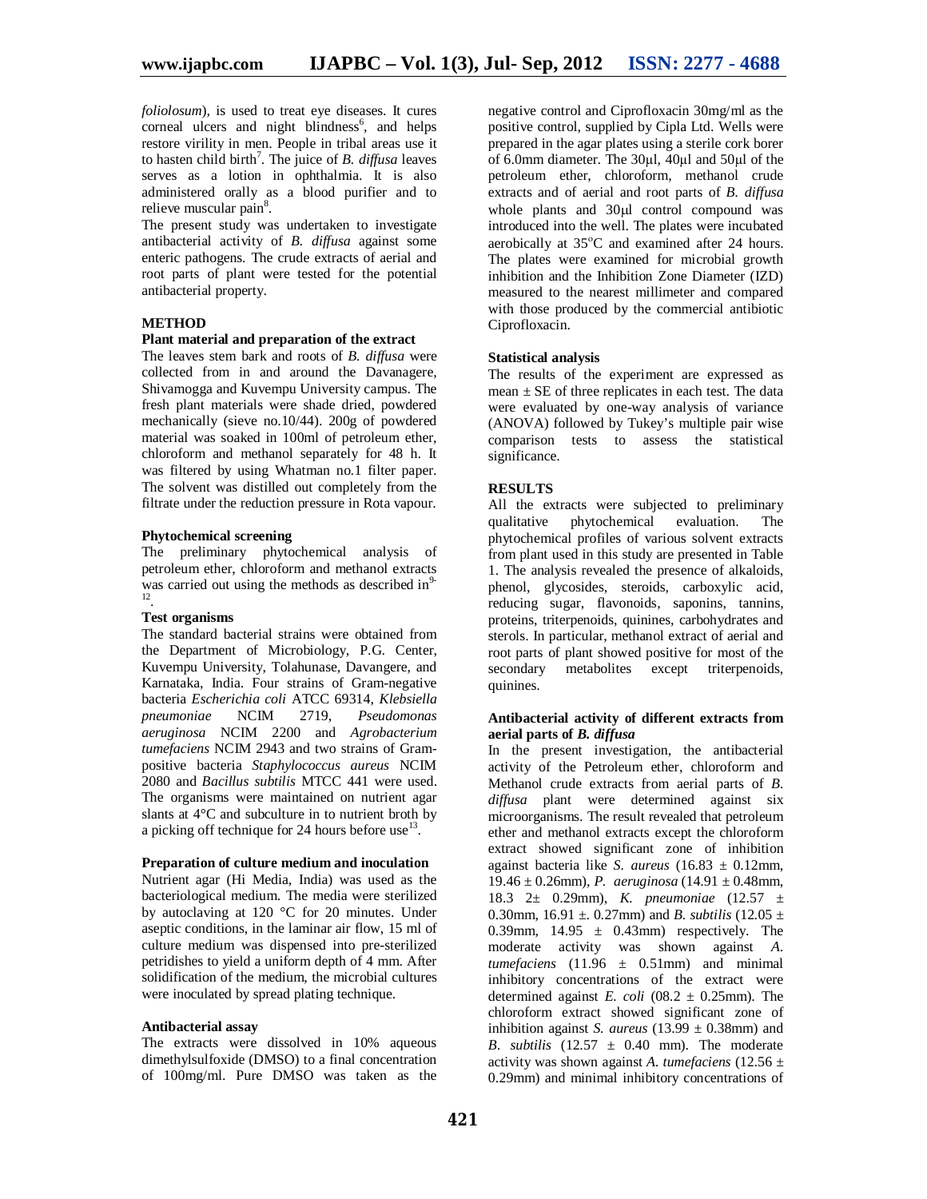*foliolosum*), is used to treat eye diseases. It cures corneal ulcers and night blindness[6], and helps restore virility in men. People in tribal areas use it to hasten child birth[7]. The juice of *B. diffusa* leaves serves as a lotion in ophthalmia. It is also administered orally as a blood purifier and to relieve muscular pain[8].

The present study was undertaken to investigate antibacterial activity of *B. diffusa* against some enteric pathogens. The crude extracts of aerial and root parts of plant were tested for the potential antibacterial property.

## METHOD

### Plant material and preparation of the extract

The leaves stem bark and roots of *B. diffusa* were collected from in and around the Davanagere, Shivamogga and Kuvempu University campus. The fresh plant materials were shade dried, powdered mechanically (sieve no.10/44). 200g of powdered material was soaked in 100ml of petroleum ether, chloroform and methanol separately for 48 h. It was filtered by using Whatman no.1 filter paper. The solvent was distilled out completely from the filtrate under the reduction pressure in Rota vapour.

### Phytochemical screening

The preliminary phytochemical analysis of petroleum ether, chloroform and methanol extracts was carried out using the methods as described in[9-12].

### Test organisms

The standard bacterial strains were obtained from the Department of Microbiology, P.G. Center, Kuvempu University, Tolahunase, Davangere, and Karnataka, India. Four strains of Gram-negative bacteria *Escherichia coli* ATCC 69314, *Klebsiella pneumoniae* NCIM 2719, *Pseudomonas aeruginosa* NCIM 2200 and *Agrobacterium tumefaciens* NCIM 2943 and two strains of Gram-positive bacteria *Staphylococcus aureus* NCIM 2080 and *Bacillus subtilis* MTCC 441 were used. The organisms were maintained on nutrient agar slants at 4°C and subculture in to nutrient broth by a picking off technique for 24 hours before use[13].

### Preparation of culture medium and inoculation

Nutrient agar (Hi Media, India) was used as the bacteriological medium. The media were sterilized by autoclaving at 120 °C for 20 minutes. Under aseptic conditions, in the laminar air flow, 15 ml of culture medium was dispensed into pre-sterilized petridishes to yield a uniform depth of 4 mm. After solidification of the medium, the microbial cultures were inoculated by spread plating technique.

### Antibacterial assay

The extracts were dissolved in 10% aqueous dimethylsulfoxide (DMSO) to a final concentration of 100mg/ml. Pure DMSO was taken as the negative control and Ciprofloxacin 30mg/ml as the positive control, supplied by Cipla Ltd. Wells were prepared in the agar plates using a sterile cork borer of 6.0mm diameter. The 30μl, 40μl and 50μl of the petroleum ether, chloroform, methanol crude extracts and of aerial and root parts of *B. diffusa* whole plants and 30μl control compound was introduced into the well. The plates were incubated aerobically at 35°C and examined after 24 hours. The plates were examined for microbial growth inhibition and the Inhibition Zone Diameter (IZD) measured to the nearest millimeter and compared with those produced by the commercial antibiotic Ciprofloxacin.

### Statistical analysis

The results of the experiment are expressed as mean ± SE of three replicates in each test. The data were evaluated by one-way analysis of variance (ANOVA) followed by Tukey's multiple pair wise comparison tests to assess the statistical significance.

## RESULTS

All the extracts were subjected to preliminary qualitative phytochemical evaluation. The phytochemical profiles of various solvent extracts from plant used in this study are presented in Table 1. The analysis revealed the presence of alkaloids, phenol, glycosides, steroids, carboxylic acid, reducing sugar, flavonoids, saponins, tannins, proteins, triterpenoids, quinines, carbohydrates and sterols. In particular, methanol extract of aerial and root parts of plant showed positive for most of the secondary metabolites except triterpenoids, quinines.

### Antibacterial activity of different extracts from aerial parts of *B. diffusa*

In the present investigation, the antibacterial activity of the Petroleum ether, chloroform and Methanol crude extracts from aerial parts of *B. diffusa* plant were determined against six microorganisms. The result revealed that petroleum ether and methanol extracts except the chloroform extract showed significant zone of inhibition against bacteria like *S. aureus* (16.83 ± 0.12mm, 19.46 ± 0.26mm), *P. aeruginosa* (14.91 ± 0.48mm, 18.3 2± 0.29mm), *K. pneumoniae* (12.57 ± 0.30mm, 16.91 ±. 0.27mm) and *B. subtilis* (12.05 ± 0.39mm, 14.95 ± 0.43mm) respectively. The moderate activity was shown against *A. tumefaciens* (11.96 ± 0.51mm) and minimal inhibitory concentrations of the extract were determined against *E. coli* (08.2 ± 0.25mm). The chloroform extract showed significant zone of inhibition against *S. aureus* (13.99 ± 0.38mm) and *B. subtilis* (12.57 ± 0.40 mm). The moderate activity was shown against *A. tumefaciens* (12.56 ± 0.29mm) and minimal inhibitory concentrations of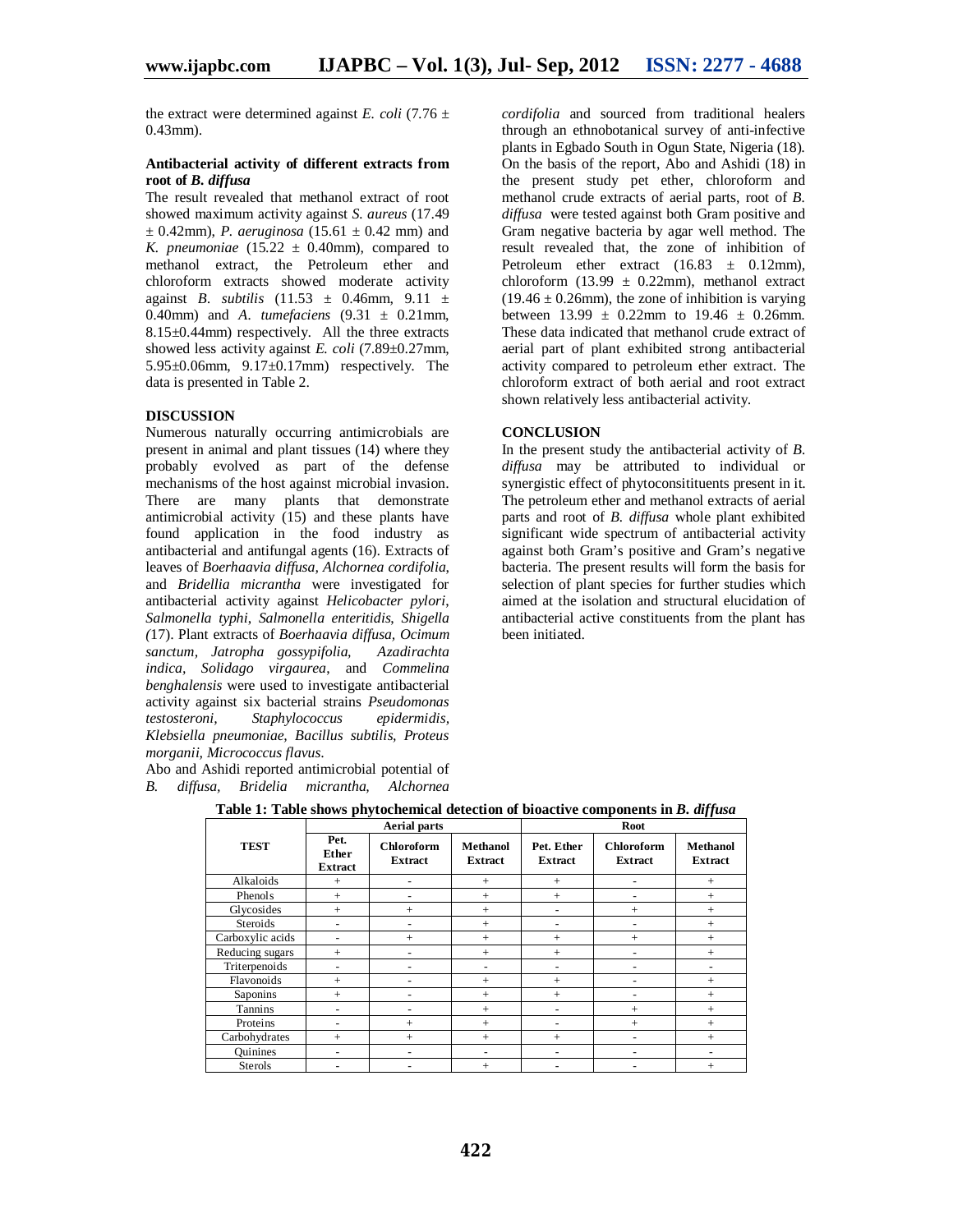the extract were determined against *E. coli* (7.76 ± 0.43mm).

**Antibacterial activity of different extracts from root of *B. diffusa***

The result revealed that methanol extract of root showed maximum activity against *S. aureus* (17.49 ± 0.42mm), *P. aeruginosa* (15.61 ± 0.42 mm) and *K. pneumoniae* (15.22 ± 0.40mm), compared to methanol extract, the Petroleum ether and chloroform extracts showed moderate activity against *B. subtilis* (11.53 ± 0.46mm, 9.11 ± 0.40mm) and *A. tumefaciens* (9.31 ± 0.21mm, 8.15±0.44mm) respectively. All the three extracts showed less activity against *E. coli* (7.89±0.27mm, 5.95±0.06mm, 9.17±0.17mm) respectively. The data is presented in Table 2.

## DISCUSSION

Numerous naturally occurring antimicrobials are present in animal and plant tissues (14) where they probably evolved as part of the defense mechanisms of the host against microbial invasion. There are many plants that demonstrate antimicrobial activity (15) and these plants have found application in the food industry as antibacterial and antifungal agents (16). Extracts of leaves of *Boerhaavia diffusa, Alchornea cordifolia,* and *Bridellia micrantha* were investigated for antibacterial activity against *Helicobacter pylori, Salmonella typhi, Salmonella enteritidis, Shigella* (17). Plant extracts of *Boerhaavia diffusa, Ocimum sanctum, Jatropha gossypifolia, Azadirachta indica, Solidago virgaurea*, and *Commelina benghalensis* were used to investigate antibacterial activity against six bacterial strains *Pseudomonas testosteroni, Staphylococcus epidermidis, Klebsiella pneumoniae, Bacillus subtilis, Proteus morganii, Micrococcus flavus.*

Abo and Ashidi reported antimicrobial potential of *B. diffusa, Bridelia micrantha, Alchornea cordifolia* and sourced from traditional healers through an ethnobotanical survey of anti-infective plants in Egbado South in Ogun State, Nigeria (18). On the basis of the report, Abo and Ashidi (18) in the present study pet ether, chloroform and methanol crude extracts of aerial parts, root of *B. diffusa* were tested against both Gram positive and Gram negative bacteria by agar well method. The result revealed that, the zone of inhibition of Petroleum ether extract (16.83 ± 0.12mm), chloroform (13.99 ± 0.22mm), methanol extract (19.46 ± 0.26mm), the zone of inhibition is varying between 13.99 ± 0.22mm to 19.46 ± 0.26mm. These data indicated that methanol crude extract of aerial part of plant exhibited strong antibacterial activity compared to petroleum ether extract. The chloroform extract of both aerial and root extract shown relatively less antibacterial activity.

## CONCLUSION

In the present study the antibacterial activity of *B. diffusa* may be attributed to individual or synergistic effect of phytoconsitituents present in it. The petroleum ether and methanol extracts of aerial parts and root of *B. diffusa* whole plant exhibited significant wide spectrum of antibacterial activity against both Gram's positive and Gram's negative bacteria. The present results will form the basis for selection of plant species for further studies which aimed at the isolation and structural elucidation of antibacterial active constituents from the plant has been initiated.

**Table 1: Table shows phytochemical detection of bioactive components in *B. diffusa***

| TEST | Aerial parts | | | Root | | |
|---|---|---|---|---|---|---|
| | Pet. Ether Extract | Chloroform Extract | Methanol Extract | Pet. Ether Extract | Chloroform Extract | Methanol Extract |
| Alkaloids | + | - | + | + | - | + |
| Phenols | + | - | + | + | - | + |
| Glycosides | + | + | + | - | + | + |
| Steroids | - | - | + | - | - | + |
| Carboxylic acids | - | + | + | + | + | + |
| Reducing sugars | + | - | + | + | - | + |
| Triterpenoids | - | - | - | - | - | - |
| Flavonoids | + | - | + | + | - | + |
| Saponins | + | - | + | + | - | + |
| Tannins | - | - | + | - | + | + |
| Proteins | - | + | + | - | + | + |
| Carbohydrates | + | + | + | + | - | + |
| Quinines | - | - | - | - | - | - |
| Sterols | - | - | + | - | - | + |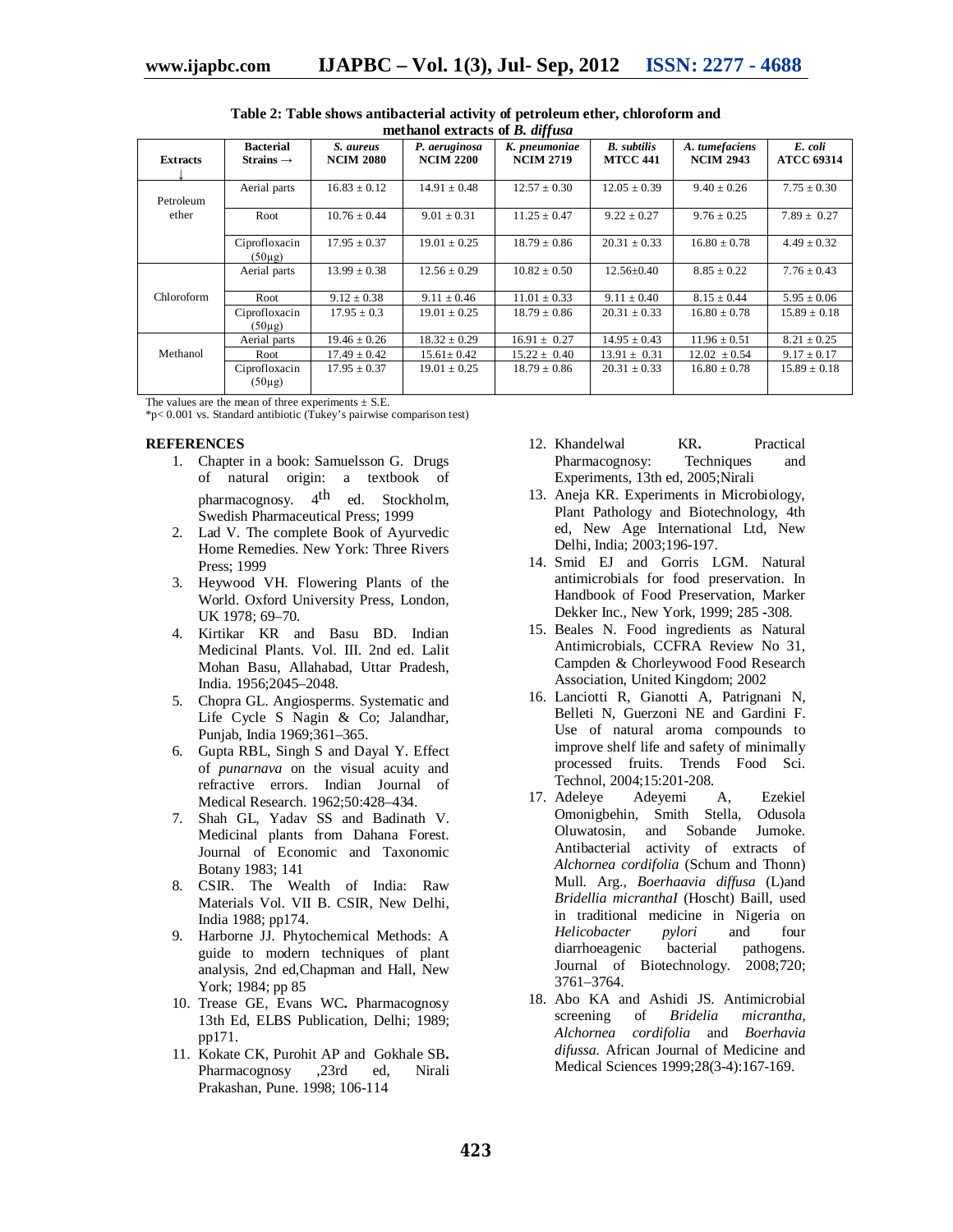**Table 2: Table shows antibacterial activity of petroleum ether, chloroform and methanol extracts of *B. diffusa***

| Extracts ↓ | Bacterial Strains → | *S. aureus* NCIM 2080 | *P. aeruginosa* NCIM 2200 | *K. pneumoniae* NCIM 2719 | *B. subtilis* MTCC 441 | *A. tumefaciens* NCIM 2943 | *E. coli* ATCC 69314 |
|---|---|---|---|---|---|---|---|
| Petroleum ether | Aerial parts | 16.83 ± 0.12 | 14.91 ± 0.48 | 12.57 ± 0.30 | 12.05 ± 0.39 | 9.40 ± 0.26 | 7.75 ± 0.30 |
| | Root | 10.76 ± 0.44 | 9.01 ± 0.31 | 11.25 ± 0.47 | 9.22 ± 0.27 | 9.76 ± 0.25 | 7.89 ± 0.27 |
| | Ciprofloxacin (50µg) | 17.95 ± 0.37 | 19.01 ± 0.25 | 18.79 ± 0.86 | 20.31 ± 0.33 | 16.80 ± 0.78 | 4.49 ± 0.32 |
| Chloroform | Aerial parts | 13.99 ± 0.38 | 12.56 ± 0.29 | 10.82 ± 0.50 | 12.56±0.40 | 8.85 ± 0.22 | 7.76 ± 0.43 |
| | Root | 9.12 ± 0.38 | 9.11 ± 0.46 | 11.01 ± 0.33 | 9.11 ± 0.40 | 8.15 ± 0.44 | 5.95 ± 0.06 |
| | Ciprofloxacin (50µg) | 17.95 ± 0.3 | 19.01 ± 0.25 | 18.79 ± 0.86 | 20.31 ± 0.33 | 16.80 ± 0.78 | 15.89 ± 0.18 |
| Methanol | Aerial parts | 19.46 ± 0.26 | 18.32 ± 0.29 | 16.91 ± 0.27 | 14.95 ± 0.43 | 11.96 ± 0.51 | 8.21 ± 0.25 |
| | Root | 17.49 ± 0.42 | 15.61± 0.42 | 15.22 ± 0.40 | 13.91 ± 0.31 | 12.02 ± 0.54 | 9.17 ± 0.17 |
| | Ciprofloxacin (50µg) | 17.95 ± 0.37 | 19.01 ± 0.25 | 18.79 ± 0.86 | 20.31 ± 0.33 | 16.80 ± 0.78 | 15.89 ± 0.18 |

The values are the mean of three experiments ± S.E.
*p< 0.001 vs. Standard antibiotic (Tukey's pairwise comparison test)

## REFERENCES

1. Chapter in a book: Samuelsson G. Drugs of natural origin: a textbook of pharmacognosy. 4th ed. Stockholm, Swedish Pharmaceutical Press; 1999
2. Lad V. The complete Book of Ayurvedic Home Remedies. New York: Three Rivers Press; 1999
3. Heywood VH. Flowering Plants of the World. Oxford University Press, London, UK 1978; 69–70.
4. Kirtikar KR and Basu BD. Indian Medicinal Plants. Vol. III. 2nd ed. Lalit Mohan Basu, Allahabad, Uttar Pradesh, India. 1956;2045–2048.
5. Chopra GL. Angiosperms. Systematic and Life Cycle S Nagin & Co; Jalandhar, Punjab, India 1969;361–365.
6. Gupta RBL, Singh S and Dayal Y. Effect of *punarnava* on the visual acuity and refractive errors. Indian Journal of Medical Research. 1962;50:428–434.
7. Shah GL, Yadav SS and Badinath V. Medicinal plants from Dahana Forest. Journal of Economic and Taxonomic Botany 1983; 141
8. CSIR. The Wealth of India: Raw Materials Vol. VII B. CSIR, New Delhi, India 1988; pp174.
9. Harborne JJ. Phytochemical Methods: A guide to modern techniques of plant analysis, 2nd ed,Chapman and Hall, New York; 1984; pp 85
10. Trease GE, Evans WC**.** Pharmacognosy 13th Ed, ELBS Publication, Delhi; 1989; pp171.
11. Kokate CK, Purohit AP and Gokhale SB**.** Pharmacognosy ,23rd ed, Nirali Prakashan, Pune. 1998; 106-114
12. Khandelwal KR**.** Practical Pharmacognosy: Techniques and Experiments, 13th ed, 2005;Nirali
13. Aneja KR. Experiments in Microbiology, Plant Pathology and Biotechnology, 4th ed, New Age International Ltd, New Delhi, India; 2003;196-197.
14. Smid EJ and Gorris LGM. Natural antimicrobials for food preservation. In Handbook of Food Preservation, Marker Dekker Inc., New York, 1999; 285 -308.
15. Beales N. Food ingredients as Natural Antimicrobials, CCFRA Review No 31, Campden & Chorleywood Food Research Association, United Kingdom; 2002
16. Lanciotti R, Gianotti A, Patrignani N, Belleti N, Guerzoni NE and Gardini F. Use of natural aroma compounds to improve shelf life and safety of minimally processed fruits. Trends Food Sci. Technol, 2004;15:201-208.
17. Adeleye Adeyemi A, Ezekiel Omonigbehin, Smith Stella, Odusola Oluwatosin, and Sobande Jumoke. Antibacterial activity of extracts of *Alchornea cordifolia* (Schum and Thonn) Mull. Arg., *Boerhaavia diffusa* (L)and *Bridellia micranthaI* (Hoscht) Baill, used in traditional medicine in Nigeria on *Helicobacter pylori* and four diarrhoeagenic bacterial pathogens. Journal of Biotechnology. 2008;720; 3761–3764.
18. Abo KA and Ashidi JS. Antimicrobial screening of *Bridelia micrantha, Alchornea cordifolia* and *Boerhavia difussa.* African Journal of Medicine and Medical Sciences 1999;28(3-4):167-169.